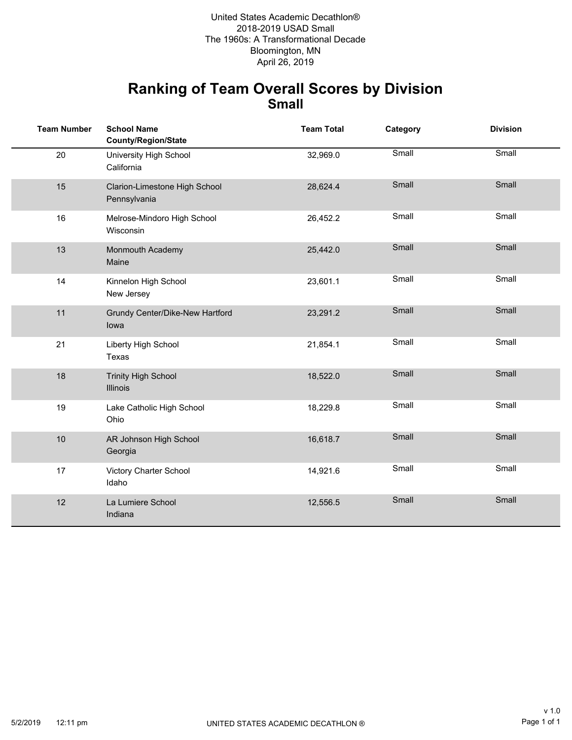United States Academic Decathlon®
2018-2019 USAD Small
The 1960s: A Transformational Decade
Bloomington, MN
April 26, 2019

# Ranking of Team Overall Scores by Division
## Small

| Team Number | School Name<br>County/Region/State | Team Total | Category | Division |
|---|---|---|---|---|
| 20 | University High School<br>California | 32,969.0 | Small | Small |
| 15 | Clarion-Limestone High School<br>Pennsylvania | 28,624.4 | Small | Small |
| 16 | Melrose-Mindoro High School<br>Wisconsin | 26,452.2 | Small | Small |
| 13 | Monmouth Academy<br>Maine | 25,442.0 | Small | Small |
| 14 | Kinnelon High School<br>New Jersey | 23,601.1 | Small | Small |
| 11 | Grundy Center/Dike-New Hartford<br>Iowa | 23,291.2 | Small | Small |
| 21 | Liberty High School<br>Texas | 21,854.1 | Small | Small |
| 18 | Trinity High School<br>Illinois | 18,522.0 | Small | Small |
| 19 | Lake Catholic High School<br>Ohio | 18,229.8 | Small | Small |
| 10 | AR Johnson High School<br>Georgia | 16,618.7 | Small | Small |
| 17 | Victory Charter School<br>Idaho | 14,921.6 | Small | Small |
| 12 | La Lumiere School<br>Indiana | 12,556.5 | Small | Small |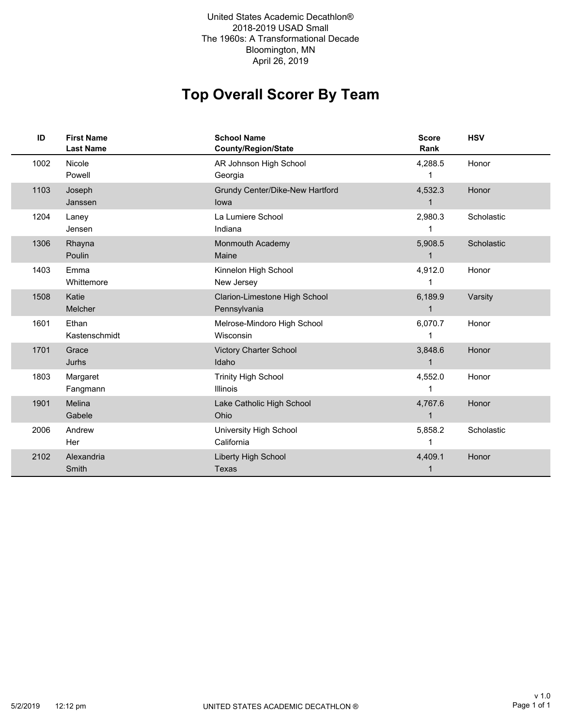United States Academic Decathlon®
2018-2019 USAD Small
The 1960s: A Transformational Decade
Bloomington, MN
April 26, 2019

# Top Overall Scorer By Team

| ID | First Name<br>Last Name | School Name<br>County/Region/State | Score<br>Rank | HSV |
|---|---|---|---|---|
| 1002 | Nicole<br>Powell | AR Johnson High School<br>Georgia | 4,288.5<br>1 | Honor |
| 1103 | Joseph<br>Janssen | Grundy Center/Dike-New Hartford<br>Iowa | 4,532.3<br>1 | Honor |
| 1204 | Laney<br>Jensen | La Lumiere School<br>Indiana | 2,980.3<br>1 | Scholastic |
| 1306 | Rhayna<br>Poulin | Monmouth Academy<br>Maine | 5,908.5<br>1 | Scholastic |
| 1403 | Emma<br>Whittemore | Kinnelon High School<br>New Jersey | 4,912.0<br>1 | Honor |
| 1508 | Katie<br>Melcher | Clarion-Limestone High School<br>Pennsylvania | 6,189.9<br>1 | Varsity |
| 1601 | Ethan<br>Kastenschmidt | Melrose-Mindoro High School<br>Wisconsin | 6,070.7<br>1 | Honor |
| 1701 | Grace<br>Jurhs | Victory Charter School<br>Idaho | 3,848.6<br>1 | Honor |
| 1803 | Margaret<br>Fangmann | Trinity High School<br>Illinois | 4,552.0<br>1 | Honor |
| 1901 | Melina<br>Gabele | Lake Catholic High School<br>Ohio | 4,767.6<br>1 | Honor |
| 2006 | Andrew<br>Her | University High School<br>California | 5,858.2<br>1 | Scholastic |
| 2102 | Alexandria<br>Smith | Liberty High School<br>Texas | 4,409.1<br>1 | Honor |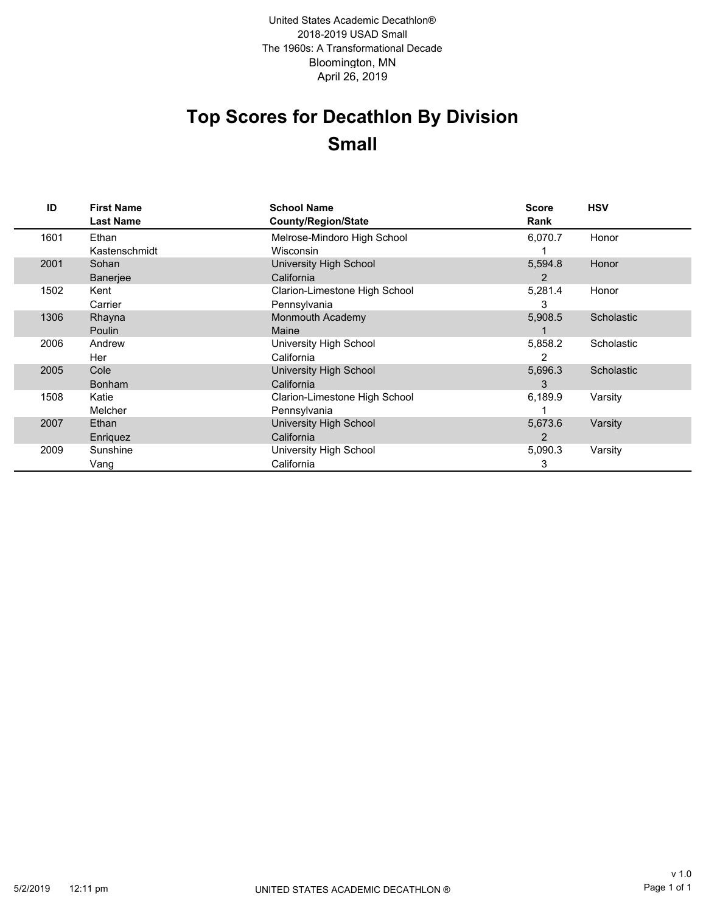United States Academic Decathlon®
2018-2019 USAD Small
The 1960s: A Transformational Decade
Bloomington, MN
April 26, 2019

# Top Scores for Decathlon By Division

# Small

| ID | First Name / Last Name | School Name / County/Region/State | Score / Rank | HSV |
|---|---|---|---|---|
| 1601 | Ethan Kastenschmidt | Melrose-Mindoro High School / Wisconsin | 6,070.7 / 1 | Honor |
| 2001 | Sohan Banerjee | University High School / California | 5,594.8 / 2 | Honor |
| 1502 | Kent Carrier | Clarion-Limestone High School / Pennsylvania | 5,281.4 / 3 | Honor |
| 1306 | Rhayna Poulin | Monmouth Academy / Maine | 5,908.5 / 1 | Scholastic |
| 2006 | Andrew Her | University High School / California | 5,858.2 / 2 | Scholastic |
| 2005 | Cole Bonham | University High School / California | 5,696.3 / 3 | Scholastic |
| 1508 | Katie Melcher | Clarion-Limestone High School / Pennsylvania | 6,189.9 / 1 | Varsity |
| 2007 | Ethan Enriquez | University High School / California | 5,673.6 / 2 | Varsity |
| 2009 | Sunshine Vang | University High School / California | 5,090.3 / 3 | Varsity |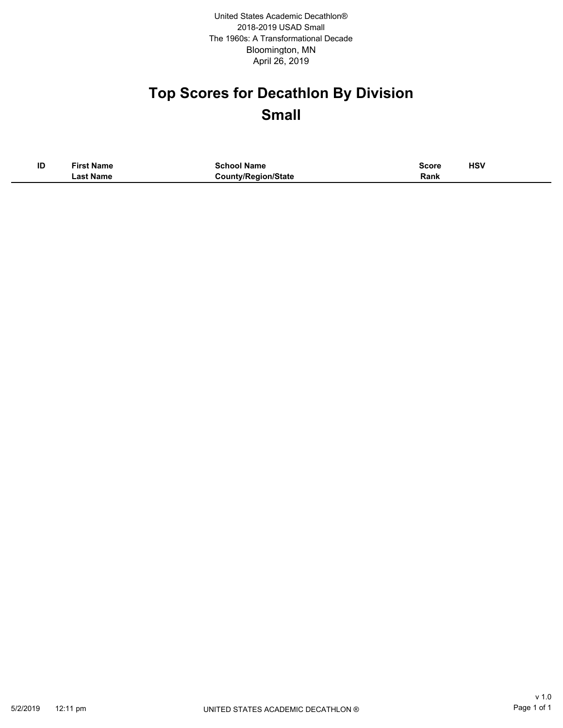United States Academic Decathlon®
2018-2019 USAD Small
The 1960s: A Transformational Decade
Bloomington, MN
April 26, 2019

# Top Scores for Decathlon By Division

## Small

| ID | First Name<br>Last Name | School Name<br>County/Region/State | Score<br>Rank | HSV |
|---|---|---|---|---|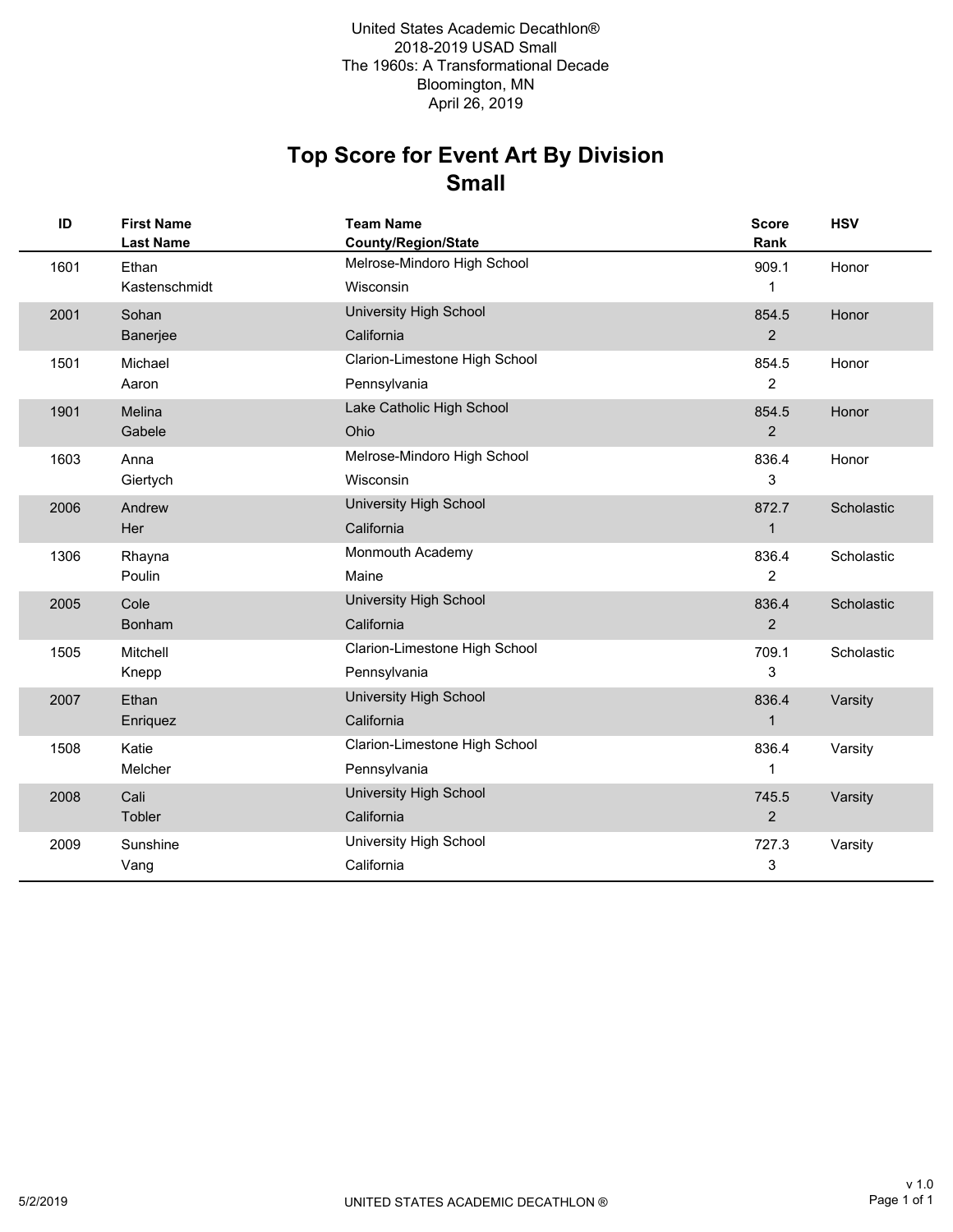United States Academic Decathlon®
2018-2019 USAD Small
The 1960s: A Transformational Decade
Bloomington, MN
April 26, 2019

# Top Score for Event Art By Division
## Small

| ID | First Name / Last Name | Team Name / County/Region/State | Score / Rank | HSV |
|---|---|---|---|---|
| 1601 | Ethan Kastenschmidt | Melrose-Mindoro High School, Wisconsin | 909.1 / 1 | Honor |
| 2001 | Sohan Banerjee | University High School, California | 854.5 / 2 | Honor |
| 1501 | Michael Aaron | Clarion-Limestone High School, Pennsylvania | 854.5 / 2 | Honor |
| 1901 | Melina Gabele | Lake Catholic High School, Ohio | 854.5 / 2 | Honor |
| 1603 | Anna Giertych | Melrose-Mindoro High School, Wisconsin | 836.4 / 3 | Honor |
| 2006 | Andrew Her | University High School, California | 872.7 / 1 | Scholastic |
| 1306 | Rhayna Poulin | Monmouth Academy, Maine | 836.4 / 2 | Scholastic |
| 2005 | Cole Bonham | University High School, California | 836.4 / 2 | Scholastic |
| 1505 | Mitchell Knepp | Clarion-Limestone High School, Pennsylvania | 709.1 / 3 | Scholastic |
| 2007 | Ethan Enriquez | University High School, California | 836.4 / 1 | Varsity |
| 1508 | Katie Melcher | Clarion-Limestone High School, Pennsylvania | 836.4 / 1 | Varsity |
| 2008 | Cali Tobler | University High School, California | 745.5 / 2 | Varsity |
| 2009 | Sunshine Vang | University High School, California | 727.3 / 3 | Varsity |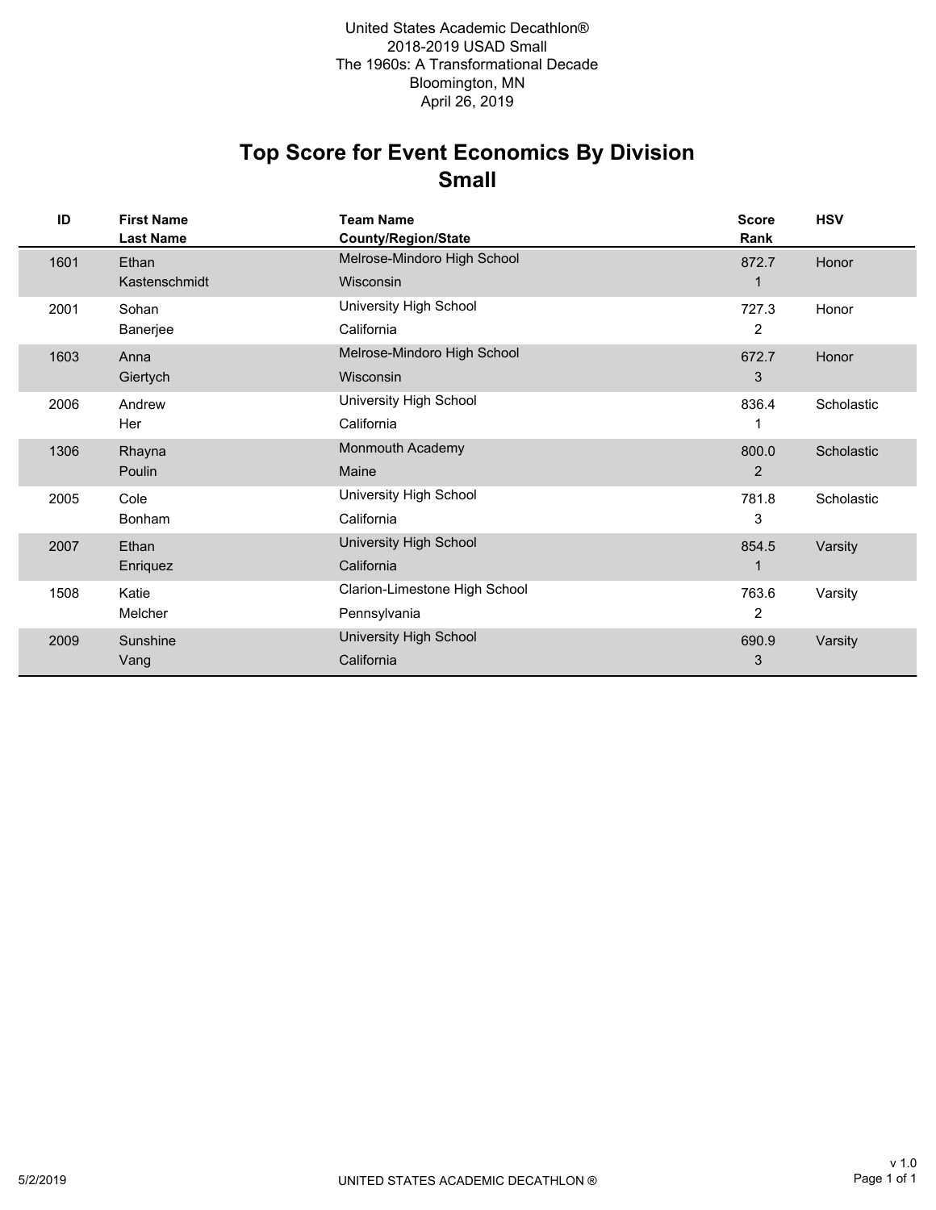United States Academic Decathlon®
2018-2019 USAD Small
The 1960s: A Transformational Decade
Bloomington, MN
April 26, 2019

# Top Score for Event Economics By Division
## Small

| ID | First Name<br>Last Name | Team Name<br>County/Region/State | Score<br>Rank | HSV |
|---|---|---|---|---|
| 1601 | Ethan<br>Kastenschmidt | Melrose-Mindoro High School<br>Wisconsin | 872.7<br>1 | Honor |
| 2001 | Sohan<br>Banerjee | University High School<br>California | 727.3<br>2 | Honor |
| 1603 | Anna<br>Giertych | Melrose-Mindoro High School<br>Wisconsin | 672.7<br>3 | Honor |
| 2006 | Andrew<br>Her | University High School<br>California | 836.4<br>1 | Scholastic |
| 1306 | Rhayna<br>Poulin | Monmouth Academy<br>Maine | 800.0<br>2 | Scholastic |
| 2005 | Cole<br>Bonham | University High School<br>California | 781.8<br>3 | Scholastic |
| 2007 | Ethan<br>Enriquez | University High School<br>California | 854.5<br>1 | Varsity |
| 1508 | Katie<br>Melcher | Clarion-Limestone High School<br>Pennsylvania | 763.6<br>2 | Varsity |
| 2009 | Sunshine<br>Vang | University High School<br>California | 690.9<br>3 | Varsity |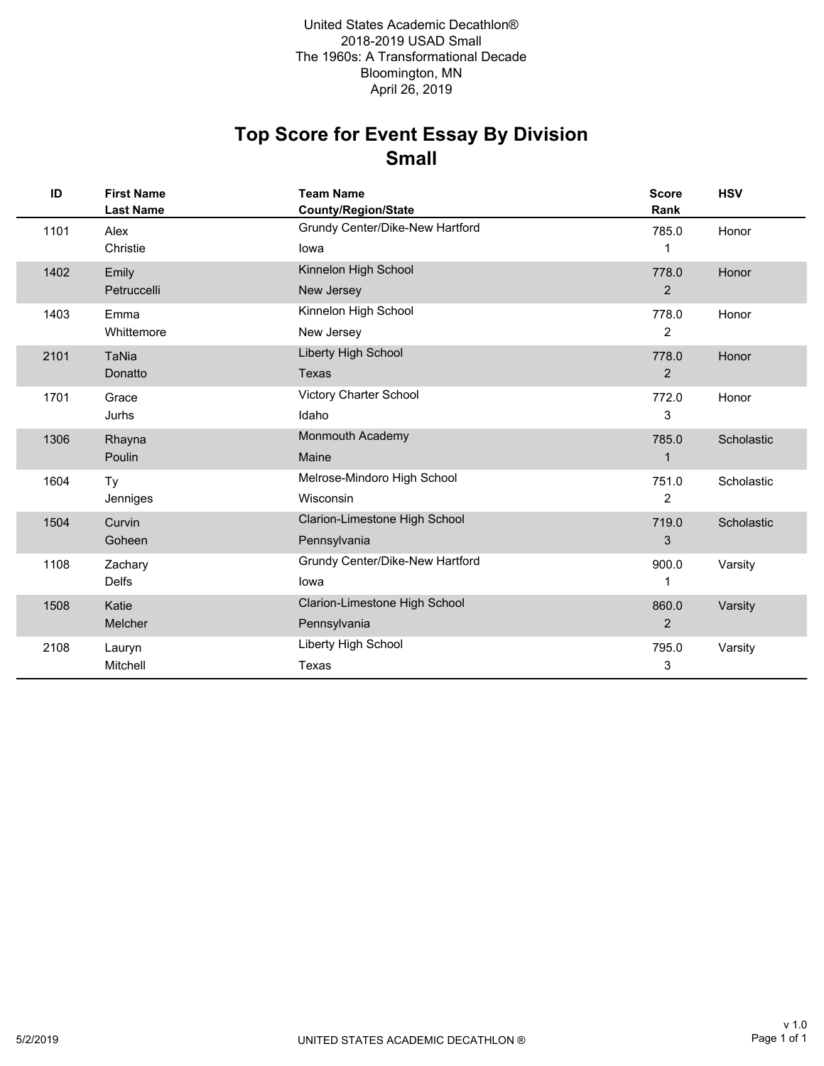United States Academic Decathlon®
2018-2019 USAD Small
The 1960s: A Transformational Decade
Bloomington, MN
April 26, 2019

# Top Score for Event Essay By Division
## Small

| ID | First Name / Last Name | Team Name / County/Region/State | Score / Rank | HSV |
|---|---|---|---|---|
| 1101 | Alex Christie | Grundy Center/Dike-New Hartford / Iowa | 785.0 / 1 | Honor |
| 1402 | Emily Petruccelli | Kinnelon High School / New Jersey | 778.0 / 2 | Honor |
| 1403 | Emma Whittemore | Kinnelon High School / New Jersey | 778.0 / 2 | Honor |
| 2101 | TaNia Donatto | Liberty High School / Texas | 778.0 / 2 | Honor |
| 1701 | Grace Jurhs | Victory Charter School / Idaho | 772.0 / 3 | Honor |
| 1306 | Rhayna Poulin | Monmouth Academy / Maine | 785.0 / 1 | Scholastic |
| 1604 | Ty Jenniges | Melrose-Mindoro High School / Wisconsin | 751.0 / 2 | Scholastic |
| 1504 | Curvin Goheen | Clarion-Limestone High School / Pennsylvania | 719.0 / 3 | Scholastic |
| 1108 | Zachary Delfs | Grundy Center/Dike-New Hartford / Iowa | 900.0 / 1 | Varsity |
| 1508 | Katie Melcher | Clarion-Limestone High School / Pennsylvania | 860.0 / 2 | Varsity |
| 2108 | Lauryn Mitchell | Liberty High School / Texas | 795.0 / 3 | Varsity |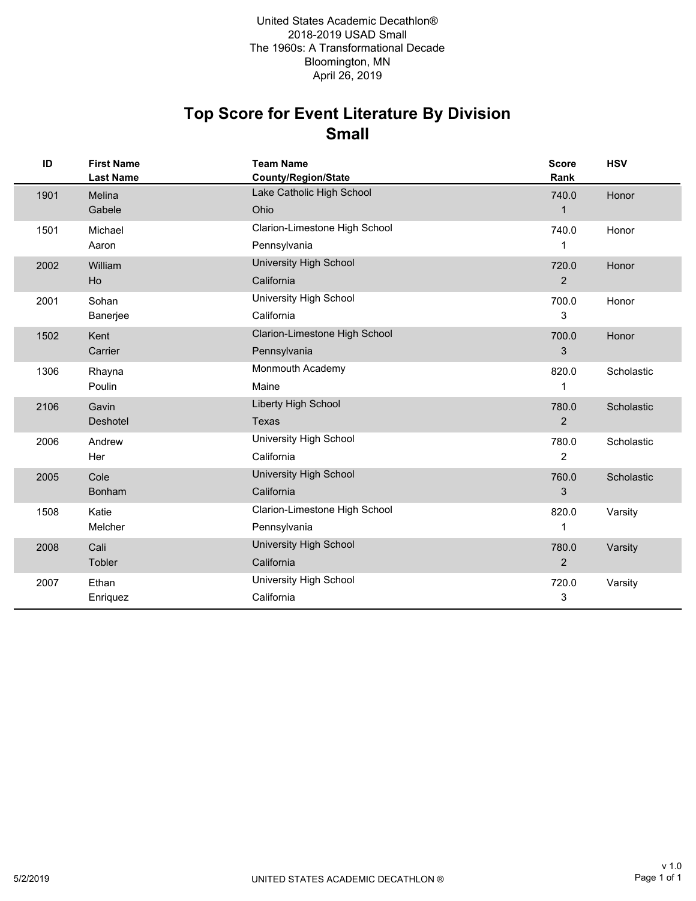United States Academic Decathlon®
2018-2019 USAD Small
The 1960s: A Transformational Decade
Bloomington, MN
April 26, 2019

# Top Score for Event Literature By Division
## Small

| ID | First Name / Last Name | Team Name / County/Region/State | Score / Rank | HSV |
|---|---|---|---|---|
| 1901 | Melina Gabele | Lake Catholic High School / Ohio | 740.0 / 1 | Honor |
| 1501 | Michael Aaron | Clarion-Limestone High School / Pennsylvania | 740.0 / 1 | Honor |
| 2002 | William Ho | University High School / California | 720.0 / 2 | Honor |
| 2001 | Sohan Banerjee | University High School / California | 700.0 / 3 | Honor |
| 1502 | Kent Carrier | Clarion-Limestone High School / Pennsylvania | 700.0 / 3 | Honor |
| 1306 | Rhayna Poulin | Monmouth Academy / Maine | 820.0 / 1 | Scholastic |
| 2106 | Gavin Deshotel | Liberty High School / Texas | 780.0 / 2 | Scholastic |
| 2006 | Andrew Her | University High School / California | 780.0 / 2 | Scholastic |
| 2005 | Cole Bonham | University High School / California | 760.0 / 3 | Scholastic |
| 1508 | Katie Melcher | Clarion-Limestone High School / Pennsylvania | 820.0 / 1 | Varsity |
| 2008 | Cali Tobler | University High School / California | 780.0 / 2 | Varsity |
| 2007 | Ethan Enriquez | University High School / California | 720.0 / 3 | Varsity |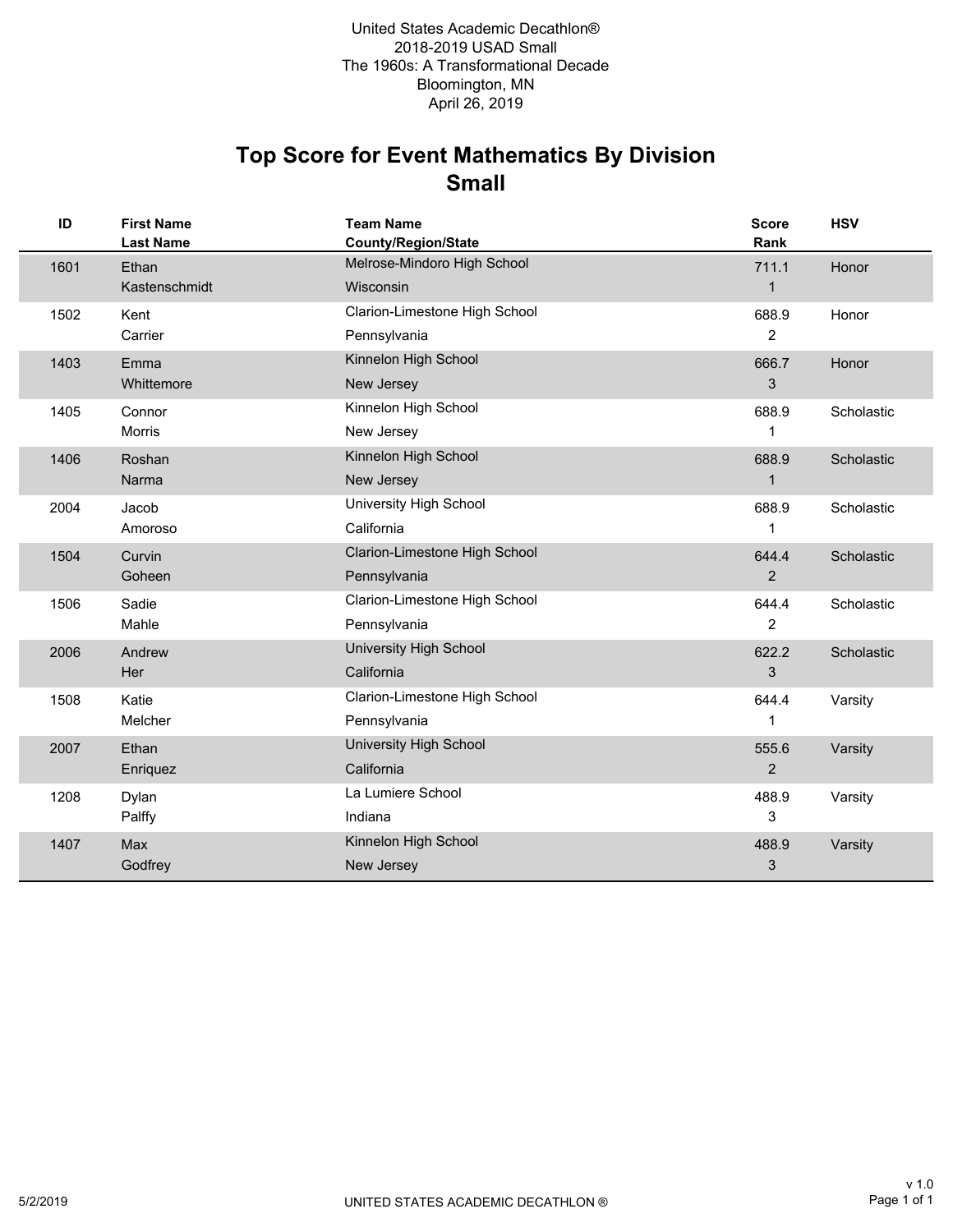United States Academic Decathlon®
2018-2019 USAD Small
The 1960s: A Transformational Decade
Bloomington, MN
April 26, 2019

# Top Score for Event Mathematics By Division
## Small

| ID | First Name<br>Last Name | Team Name<br>County/Region/State | Score<br>Rank | HSV |
|---|---|---|---|---|
| 1601 | Ethan<br>Kastenschmidt | Melrose-Mindoro High School<br>Wisconsin | 711.1<br>1 | Honor |
| 1502 | Kent<br>Carrier | Clarion-Limestone High School<br>Pennsylvania | 688.9<br>2 | Honor |
| 1403 | Emma<br>Whittemore | Kinnelon High School<br>New Jersey | 666.7<br>3 | Honor |
| 1405 | Connor<br>Morris | Kinnelon High School<br>New Jersey | 688.9<br>1 | Scholastic |
| 1406 | Roshan<br>Narma | Kinnelon High School<br>New Jersey | 688.9<br>1 | Scholastic |
| 2004 | Jacob<br>Amoroso | University High School<br>California | 688.9<br>1 | Scholastic |
| 1504 | Curvin<br>Goheen | Clarion-Limestone High School<br>Pennsylvania | 644.4<br>2 | Scholastic |
| 1506 | Sadie<br>Mahle | Clarion-Limestone High School<br>Pennsylvania | 644.4<br>2 | Scholastic |
| 2006 | Andrew<br>Her | University High School<br>California | 622.2<br>3 | Scholastic |
| 1508 | Katie<br>Melcher | Clarion-Limestone High School<br>Pennsylvania | 644.4<br>1 | Varsity |
| 2007 | Ethan<br>Enriquez | University High School<br>California | 555.6<br>2 | Varsity |
| 1208 | Dylan<br>Palffy | La Lumiere School<br>Indiana | 488.9<br>3 | Varsity |
| 1407 | Max<br>Godfrey | Kinnelon High School<br>New Jersey | 488.9<br>3 | Varsity |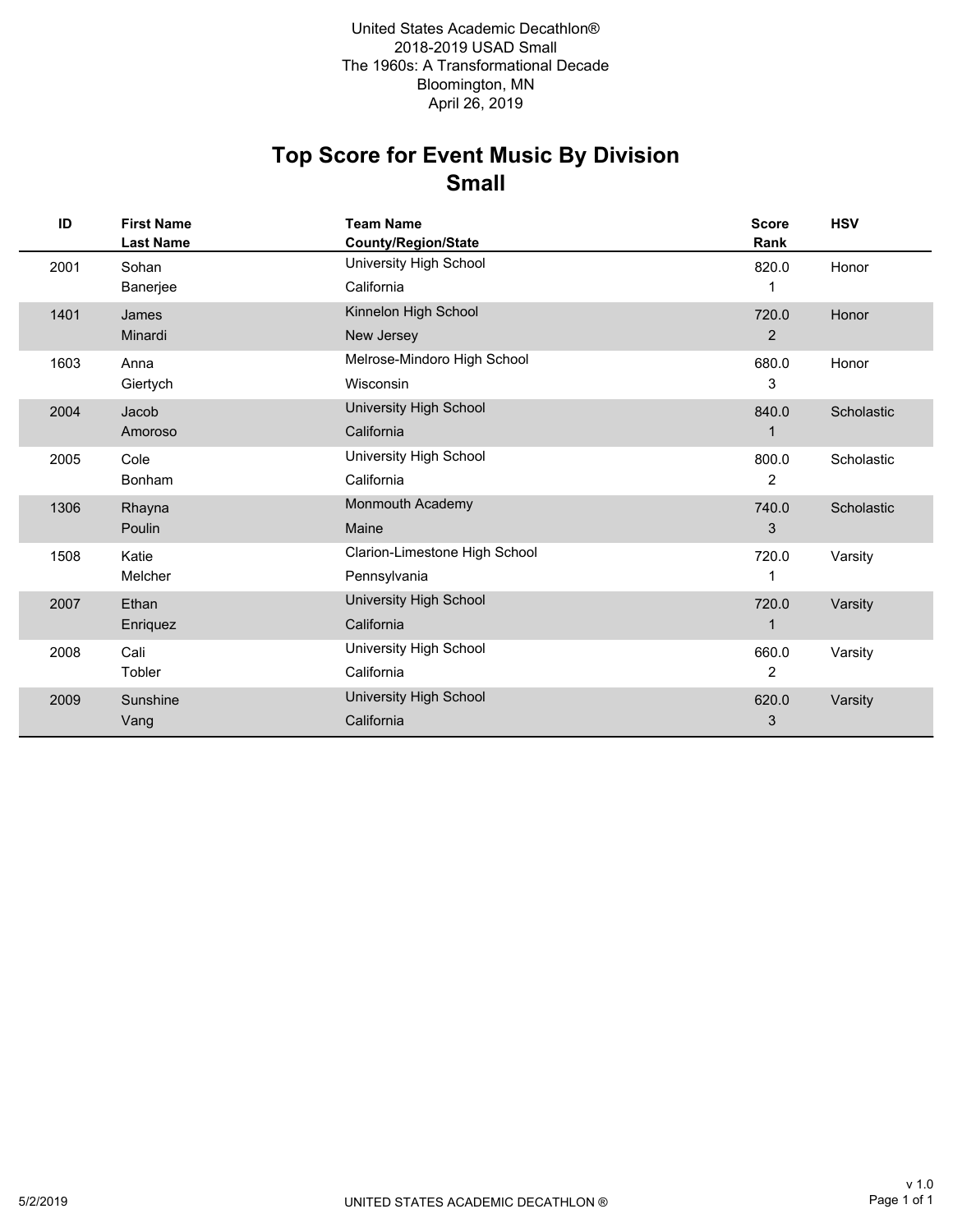United States Academic Decathlon®
2018-2019 USAD Small
The 1960s: A Transformational Decade
Bloomington, MN
April 26, 2019

# Top Score for Event Music By Division
## Small

| ID | First Name<br>Last Name | Team Name<br>County/Region/State | Score<br>Rank | HSV |
|---|---|---|---|---|
| 2001 | Sohan<br>Banerjee | University High School<br>California | 820.0<br>1 | Honor |
| 1401 | James<br>Minardi | Kinnelon High School<br>New Jersey | 720.0<br>2 | Honor |
| 1603 | Anna<br>Giertych | Melrose-Mindoro High School<br>Wisconsin | 680.0<br>3 | Honor |
| 2004 | Jacob<br>Amoroso | University High School<br>California | 840.0<br>1 | Scholastic |
| 2005 | Cole<br>Bonham | University High School<br>California | 800.0<br>2 | Scholastic |
| 1306 | Rhayna<br>Poulin | Monmouth Academy<br>Maine | 740.0<br>3 | Scholastic |
| 1508 | Katie<br>Melcher | Clarion-Limestone High School<br>Pennsylvania | 720.0<br>1 | Varsity |
| 2007 | Ethan<br>Enriquez | University High School<br>California | 720.0<br>1 | Varsity |
| 2008 | Cali<br>Tobler | University High School<br>California | 660.0<br>2 | Varsity |
| 2009 | Sunshine<br>Vang | University High School<br>California | 620.0<br>3 | Varsity |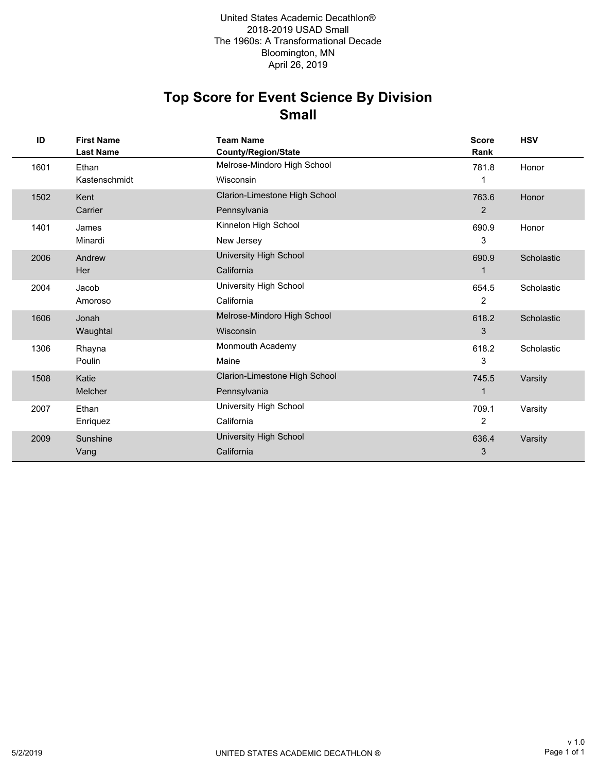United States Academic Decathlon®
2018-2019 USAD Small
The 1960s: A Transformational Decade
Bloomington, MN
April 26, 2019

# Top Score for Event Science By Division
## Small

| ID | First Name / Last Name | Team Name / County/Region/State | Score / Rank | HSV |
|---|---|---|---|---|
| 1601 | Ethan Kastenschmidt | Melrose-Mindoro High School / Wisconsin | 781.8 / 1 | Honor |
| 1502 | Kent Carrier | Clarion-Limestone High School / Pennsylvania | 763.6 / 2 | Honor |
| 1401 | James Minardi | Kinnelon High School / New Jersey | 690.9 / 3 | Honor |
| 2006 | Andrew Her | University High School / California | 690.9 / 1 | Scholastic |
| 2004 | Jacob Amoroso | University High School / California | 654.5 / 2 | Scholastic |
| 1606 | Jonah Waughtal | Melrose-Mindoro High School / Wisconsin | 618.2 / 3 | Scholastic |
| 1306 | Rhayna Poulin | Monmouth Academy / Maine | 618.2 / 3 | Scholastic |
| 1508 | Katie Melcher | Clarion-Limestone High School / Pennsylvania | 745.5 / 1 | Varsity |
| 2007 | Ethan Enriquez | University High School / California | 709.1 / 2 | Varsity |
| 2009 | Sunshine Vang | University High School / California | 636.4 / 3 | Varsity |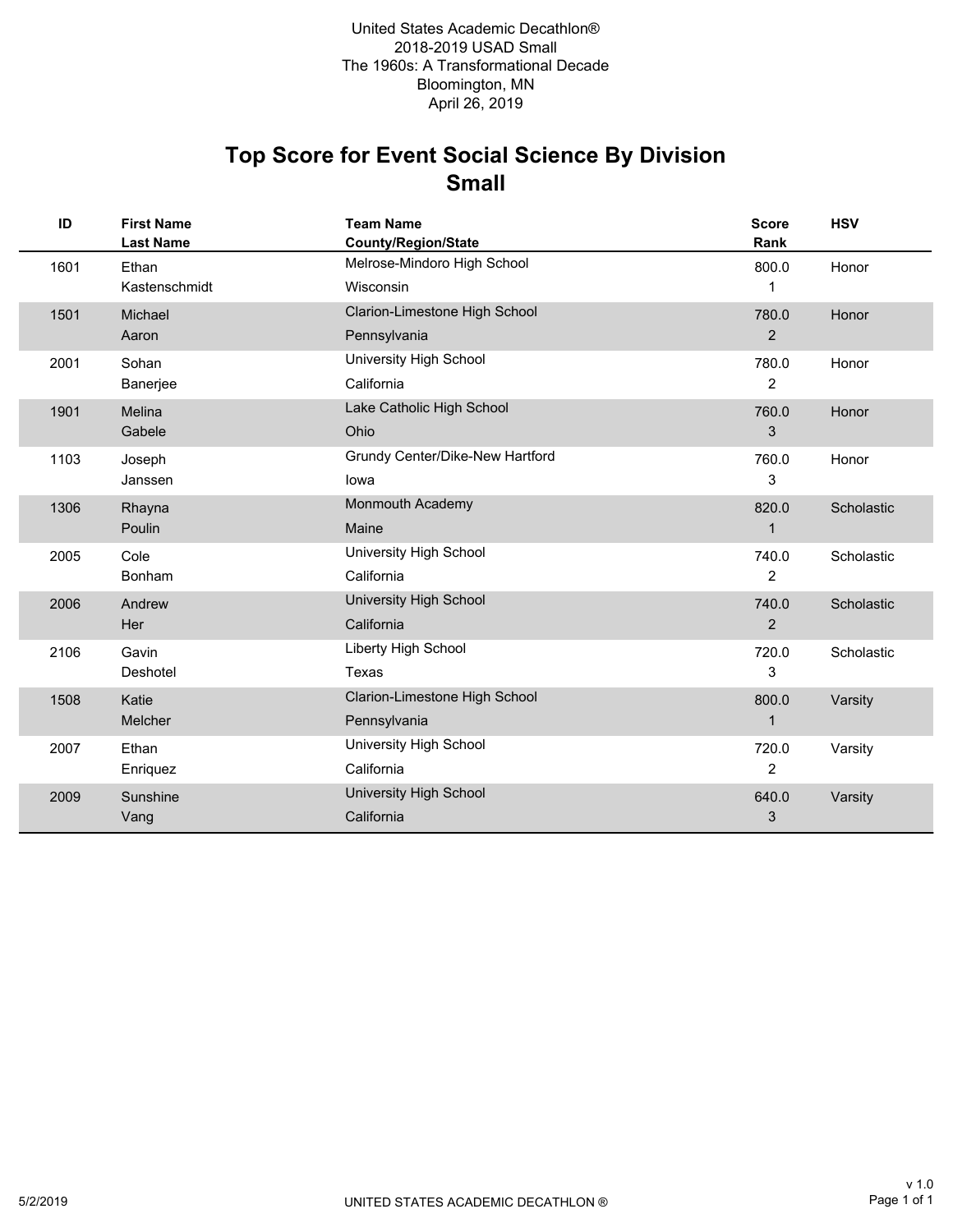United States Academic Decathlon®
2018-2019 USAD Small
The 1960s: A Transformational Decade
Bloomington, MN
April 26, 2019

# Top Score for Event Social Science By Division
## Small

| ID | First Name<br>Last Name | Team Name<br>County/Region/State | Score<br>Rank | HSV |
|---|---|---|---|---|
| 1601 | Ethan<br>Kastenschmidt | Melrose-Mindoro High School<br>Wisconsin | 800.0<br>1 | Honor |
| 1501 | Michael<br>Aaron | Clarion-Limestone High School<br>Pennsylvania | 780.0<br>2 | Honor |
| 2001 | Sohan<br>Banerjee | University High School<br>California | 780.0<br>2 | Honor |
| 1901 | Melina<br>Gabele | Lake Catholic High School<br>Ohio | 760.0<br>3 | Honor |
| 1103 | Joseph<br>Janssen | Grundy Center/Dike-New Hartford<br>Iowa | 760.0<br>3 | Honor |
| 1306 | Rhayna<br>Poulin | Monmouth Academy<br>Maine | 820.0<br>1 | Scholastic |
| 2005 | Cole<br>Bonham | University High School<br>California | 740.0<br>2 | Scholastic |
| 2006 | Andrew<br>Her | University High School<br>California | 740.0<br>2 | Scholastic |
| 2106 | Gavin<br>Deshotel | Liberty High School<br>Texas | 720.0<br>3 | Scholastic |
| 1508 | Katie<br>Melcher | Clarion-Limestone High School<br>Pennsylvania | 800.0<br>1 | Varsity |
| 2007 | Ethan<br>Enriquez | University High School<br>California | 720.0<br>2 | Varsity |
| 2009 | Sunshine<br>Vang | University High School<br>California | 640.0<br>3 | Varsity |

5/2/2019 UNITED STATES ACADEMIC DECATHLON ® v 1.0